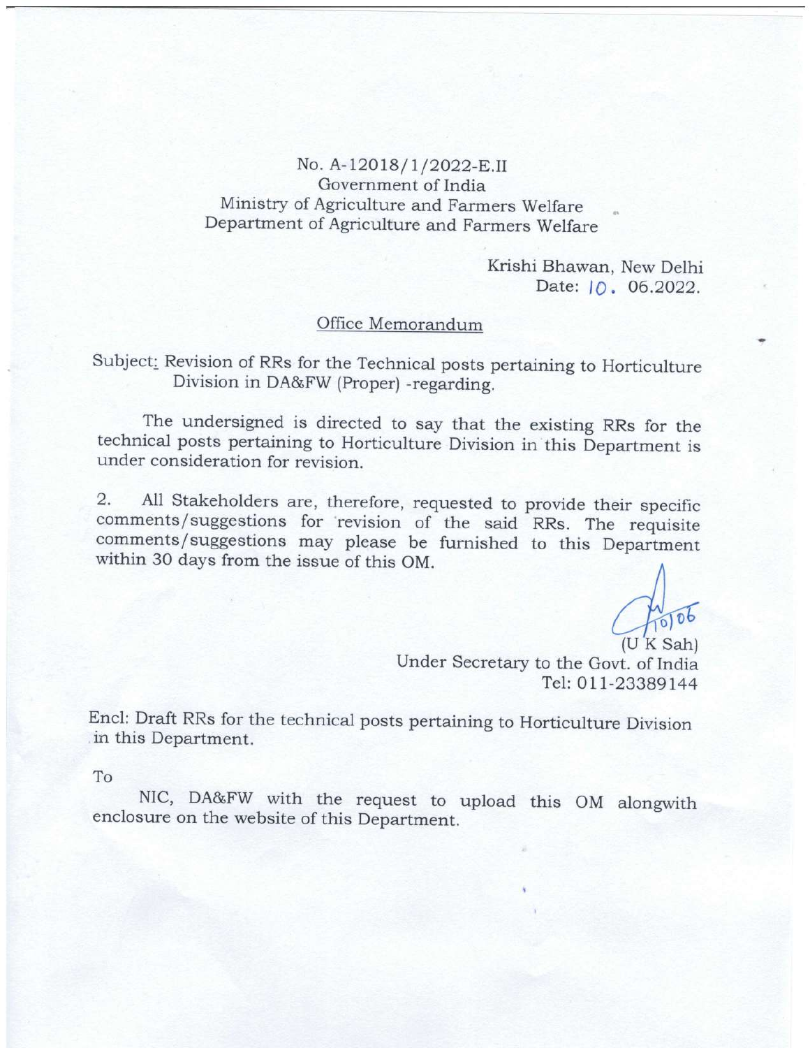No. A-12018/1/2022-E.II
Government of India
Ministry of Agriculture and Farmers Welfare
Department of Agriculture and Farmers Welfare

Krishi Bhawan, New Delhi
Date: 10. 06.2022.

## Office Memorandum

Subject: Revision of RRs for the Technical posts pertaining to Horticulture Division in DA&FW (Proper) -regarding.

The undersigned is directed to say that the existing RRs for the technical posts pertaining to Horticulture Division in this Department is under consideration for revision.

2. All Stakeholders are, therefore, requested to provide their specific comments/suggestions for revision of the said RRs. The requisite comments/suggestions may please be furnished to this Department within 30 days from the issue of this OM.

10/06

(U K Sah)
Under Secretary to the Govt. of India
Tel: 011-23389144

Encl: Draft RRs for the technical posts pertaining to Horticulture Division in this Department.

To

NIC, DA&FW with the request to upload this OM alongwith enclosure on the website of this Department.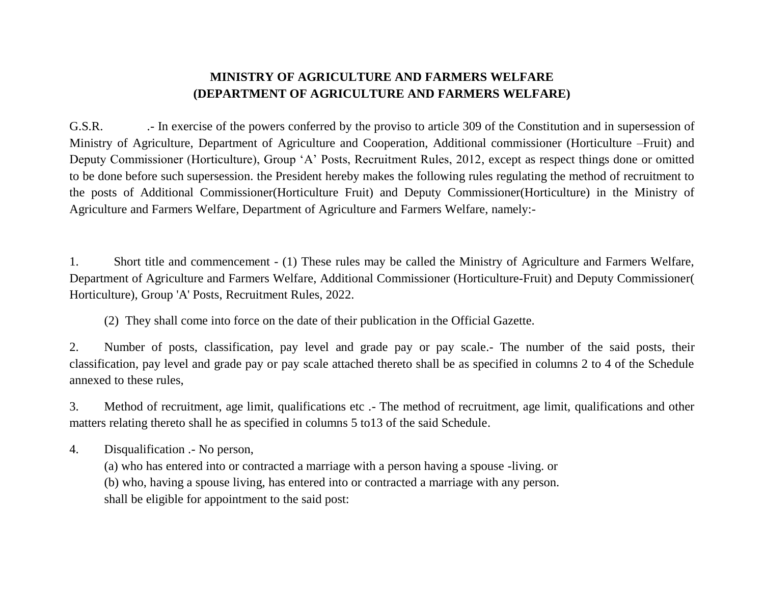**MINISTRY OF AGRICULTURE AND FARMERS WELFARE**
**(DEPARTMENT OF AGRICULTURE AND FARMERS WELFARE)**

G.S.R. .- In exercise of the powers conferred by the proviso to article 309 of the Constitution and in supersession of Ministry of Agriculture, Department of Agriculture and Cooperation, Additional commissioner (Horticulture –Fruit) and Deputy Commissioner (Horticulture), Group 'A' Posts, Recruitment Rules, 2012, except as respect things done or omitted to be done before such supersession. the President hereby makes the following rules regulating the method of recruitment to the posts of Additional Commissioner(Horticulture Fruit) and Deputy Commissioner(Horticulture) in the Ministry of Agriculture and Farmers Welfare, Department of Agriculture and Farmers Welfare, namely:-

1. Short title and commencement - (1) These rules may be called the Ministry of Agriculture and Farmers Welfare, Department of Agriculture and Farmers Welfare, Additional Commissioner (Horticulture-Fruit) and Deputy Commissioner( Horticulture), Group 'A' Posts, Recruitment Rules, 2022.

(2) They shall come into force on the date of their publication in the Official Gazette.

2. Number of posts, classification, pay level and grade pay or pay scale.- The number of the said posts, their classification, pay level and grade pay or pay scale attached thereto shall be as specified in columns 2 to 4 of the Schedule annexed to these rules,

3. Method of recruitment, age limit, qualifications etc .- The method of recruitment, age limit, qualifications and other matters relating thereto shall he as specified in columns 5 to13 of the said Schedule.

4. Disqualification .- No person,

(a) who has entered into or contracted a marriage with a person having a spouse -living. or

(b) who, having a spouse living, has entered into or contracted a marriage with any person.

shall be eligible for appointment to the said post: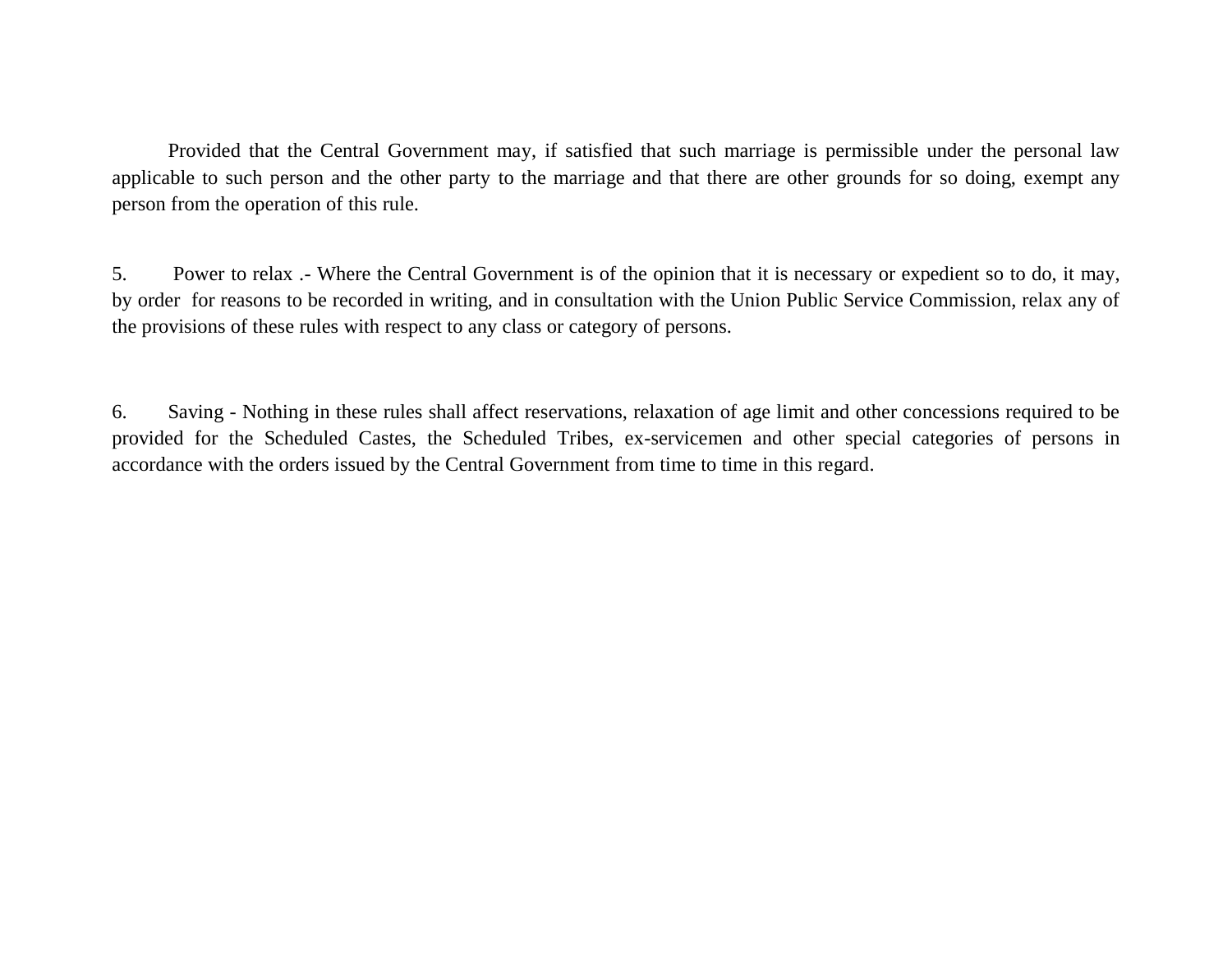Provided that the Central Government may, if satisfied that such marriage is permissible under the personal law applicable to such person and the other party to the marriage and that there are other grounds for so doing, exempt any person from the operation of this rule.

5. Power to relax .- Where the Central Government is of the opinion that it is necessary or expedient so to do, it may, by order for reasons to be recorded in writing, and in consultation with the Union Public Service Commission, relax any of the provisions of these rules with respect to any class or category of persons.

6. Saving - Nothing in these rules shall affect reservations, relaxation of age limit and other concessions required to be provided for the Scheduled Castes, the Scheduled Tribes, ex-servicemen and other special categories of persons in accordance with the orders issued by the Central Government from time to time in this regard.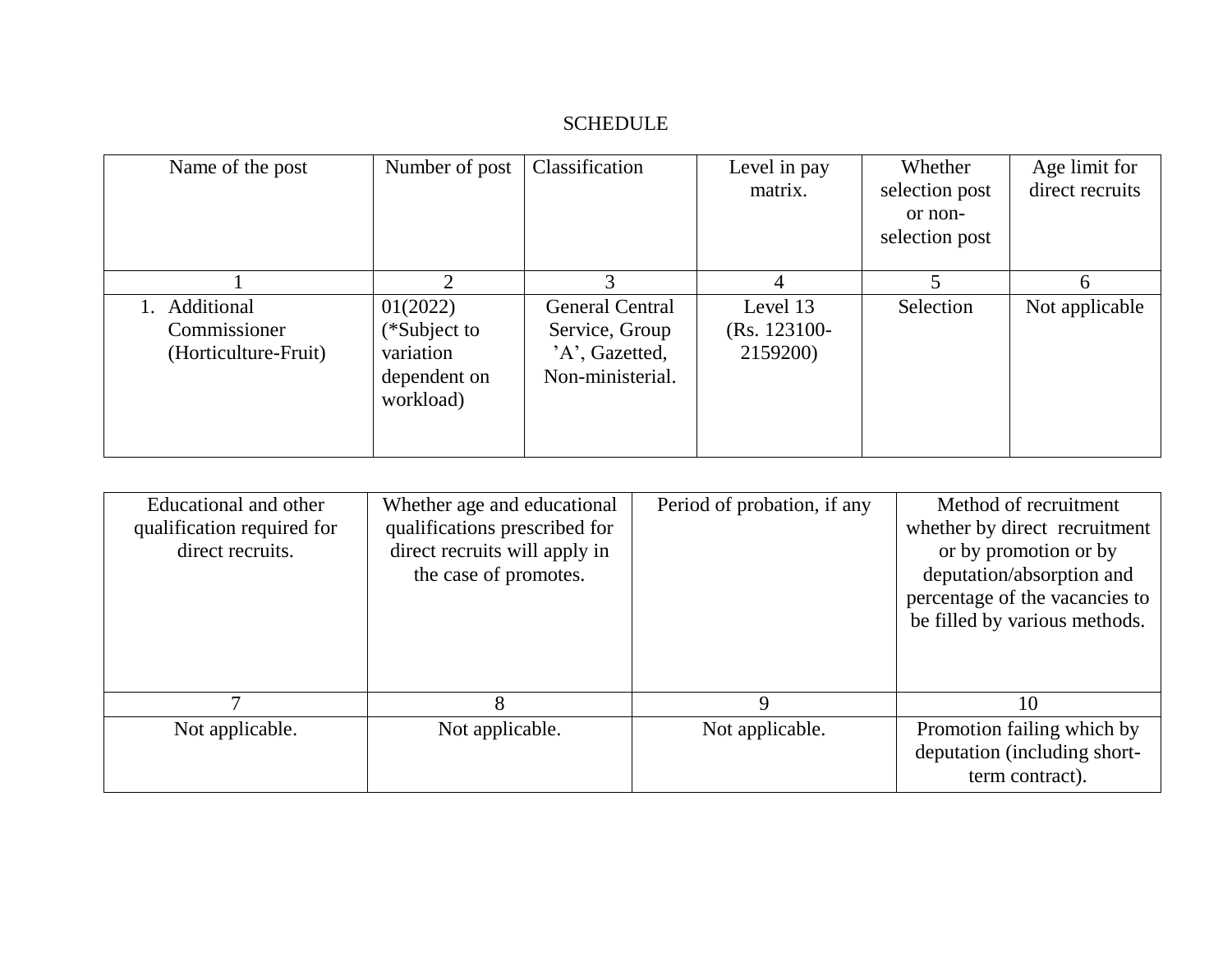SCHEDULE

| Name of the post | Number of post | Classification | Level in pay matrix. | Whether selection post or non-selection post | Age limit for direct recruits |
|---|---|---|---|---|---|
| 1 | 2 | 3 | 4 | 5 | 6 |
| 1. Additional Commissioner (Horticulture-Fruit) | 01(2022) (*Subject to variation dependent on workload) | General Central Service, Group 'A', Gazetted, Non-ministerial. | Level 13 (Rs. 123100-2159200) | Selection | Not applicable |

| Educational and other qualification required for direct recruits. | Whether age and educational qualifications prescribed for direct recruits will apply in the case of promotes. | Period of probation, if any | Method of recruitment whether by direct recruitment or by promotion or by deputation/absorption and percentage of the vacancies to be filled by various methods. |
|---|---|---|---|
| 7 | 8 | 9 | 10 |
| Not applicable. | Not applicable. | Not applicable. | Promotion failing which by deputation (including short-term contract). |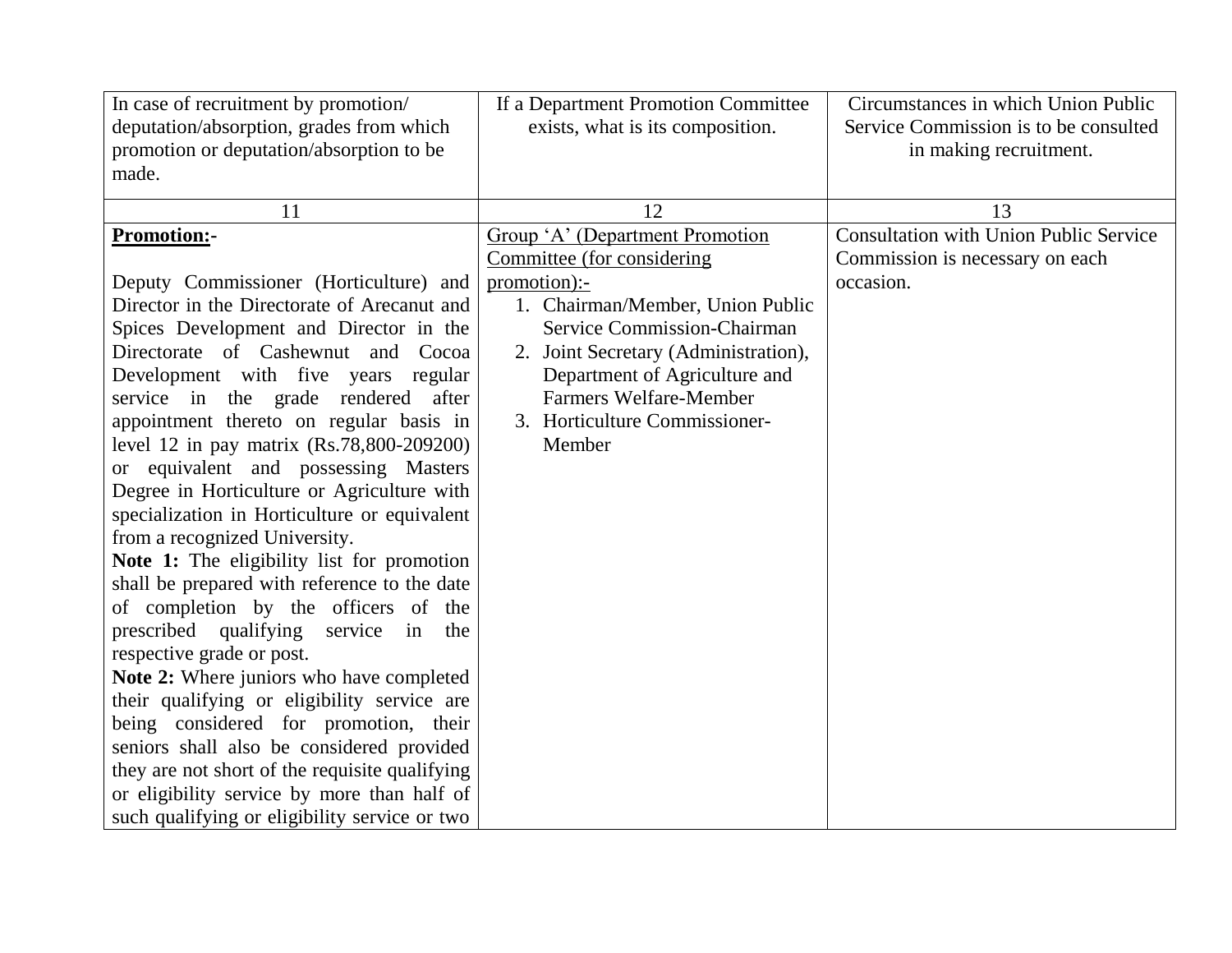| In case of recruitment by promotion/ deputation/absorption, grades from which promotion or deputation/absorption to be made. | If a Department Promotion Committee exists, what is its composition. | Circumstances in which Union Public Service Commission is to be consulted in making recruitment. |
|---|---|---|
| 11 | 12 | 13 |
| **Promotion:-**<br><br>Deputy Commissioner (Horticulture) and Director in the Directorate of Arecanut and Spices Development and Director in the Directorate of Cashewnut and Cocoa Development with five years regular service in the grade rendered after appointment thereto on regular basis in level 12 in pay matrix (Rs.78,800-209200) or equivalent and possessing Masters Degree in Horticulture or Agriculture with specialization in Horticulture or equivalent from a recognized University.<br>**Note 1:** The eligibility list for promotion shall be prepared with reference to the date of completion by the officers of the prescribed qualifying service in the respective grade or post.<br>**Note 2:** Where juniors who have completed their qualifying or eligibility service are being considered for promotion, their seniors shall also be considered provided they are not short of the requisite qualifying or eligibility service by more than half of such qualifying or eligibility service or two | Group 'A' (Department Promotion Committee (for considering promotion):-<br>1. Chairman/Member, Union Public Service Commission-Chairman<br>2. Joint Secretary (Administration), Department of Agriculture and Farmers Welfare-Member<br>3. Horticulture Commissioner-Member | Consultation with Union Public Service Commission is necessary on each occasion. |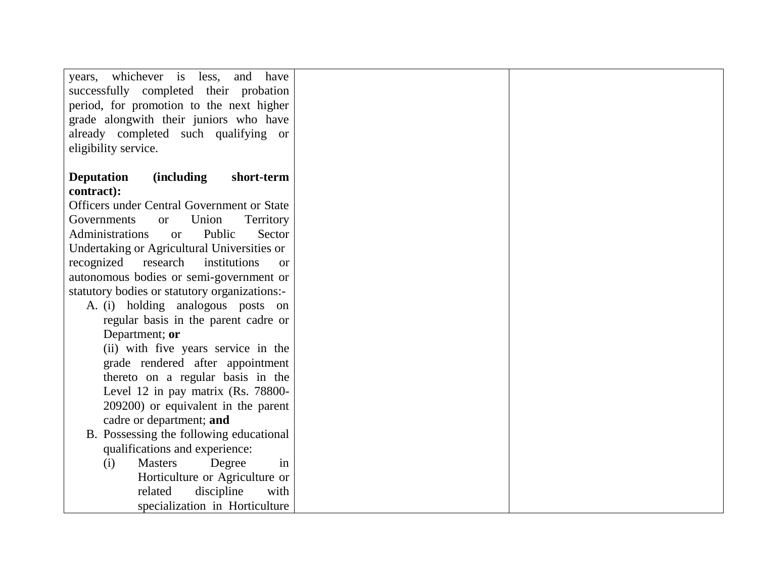| | | |
|---|---|---|
| years, whichever is less, and have successfully completed their probation period, for promotion to the next higher grade alongwith their juniors who have already completed such qualifying or eligibility service.<br><br>**Deputation (including short-term contract):**<br>Officers under Central Government or State Governments or Union Territory Administrations or Public Sector Undertaking or Agricultural Universities or recognized research institutions or autonomous bodies or semi-government or statutory bodies or statutory organizations:-<br>A. (i) holding analogous posts on regular basis in the parent cadre or Department; **or**<br>(ii) with five years service in the grade rendered after appointment thereto on a regular basis in the Level 12 in pay matrix (Rs. 78800-209200) or equivalent in the parent cadre or department; **and**<br>B. Possessing the following educational qualifications and experience:<br>(i) Masters Degree in Horticulture or Agriculture or related discipline with specialization in Horticulture | | |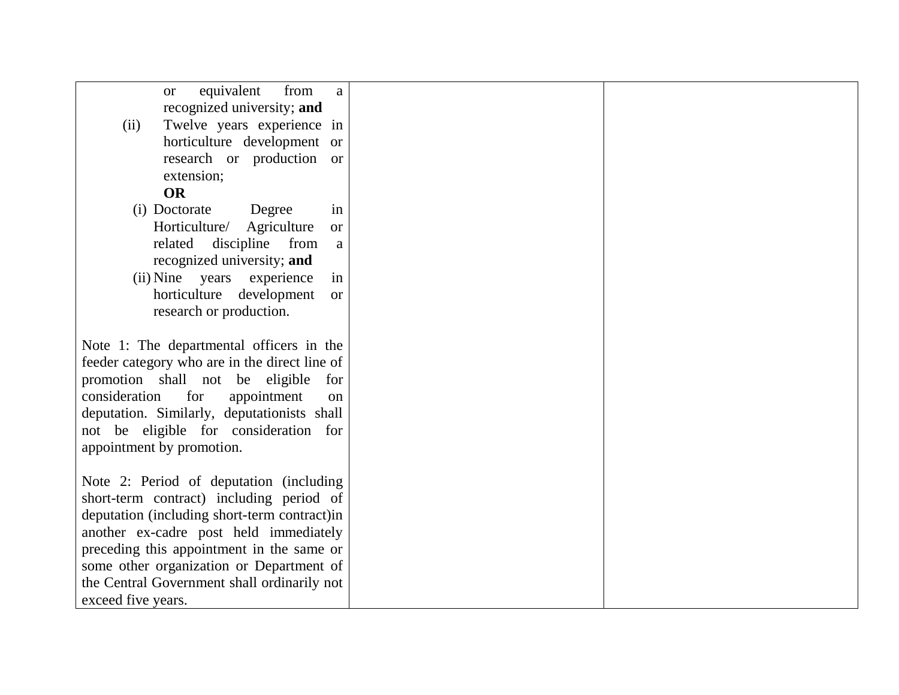| | | |
|---|---|---|
| or equivalent from a recognized university; **and**<br>(ii) Twelve years experience in horticulture development or research or production or extension;<br>**OR**<br>(i) Doctorate Degree in Horticulture/ Agriculture or related discipline from a recognized university; **and**<br>(ii) Nine years experience in horticulture development or research or production.<br><br>Note 1: The departmental officers in the feeder category who are in the direct line of promotion shall not be eligible for consideration for appointment on deputation. Similarly, deputationists shall not be eligible for consideration for appointment by promotion.<br><br>Note 2: Period of deputation (including short-term contract) including period of deputation (including short-term contract)in another ex-cadre post held immediately preceding this appointment in the same or some other organization or Department of the Central Government shall ordinarily not exceed five years. | | |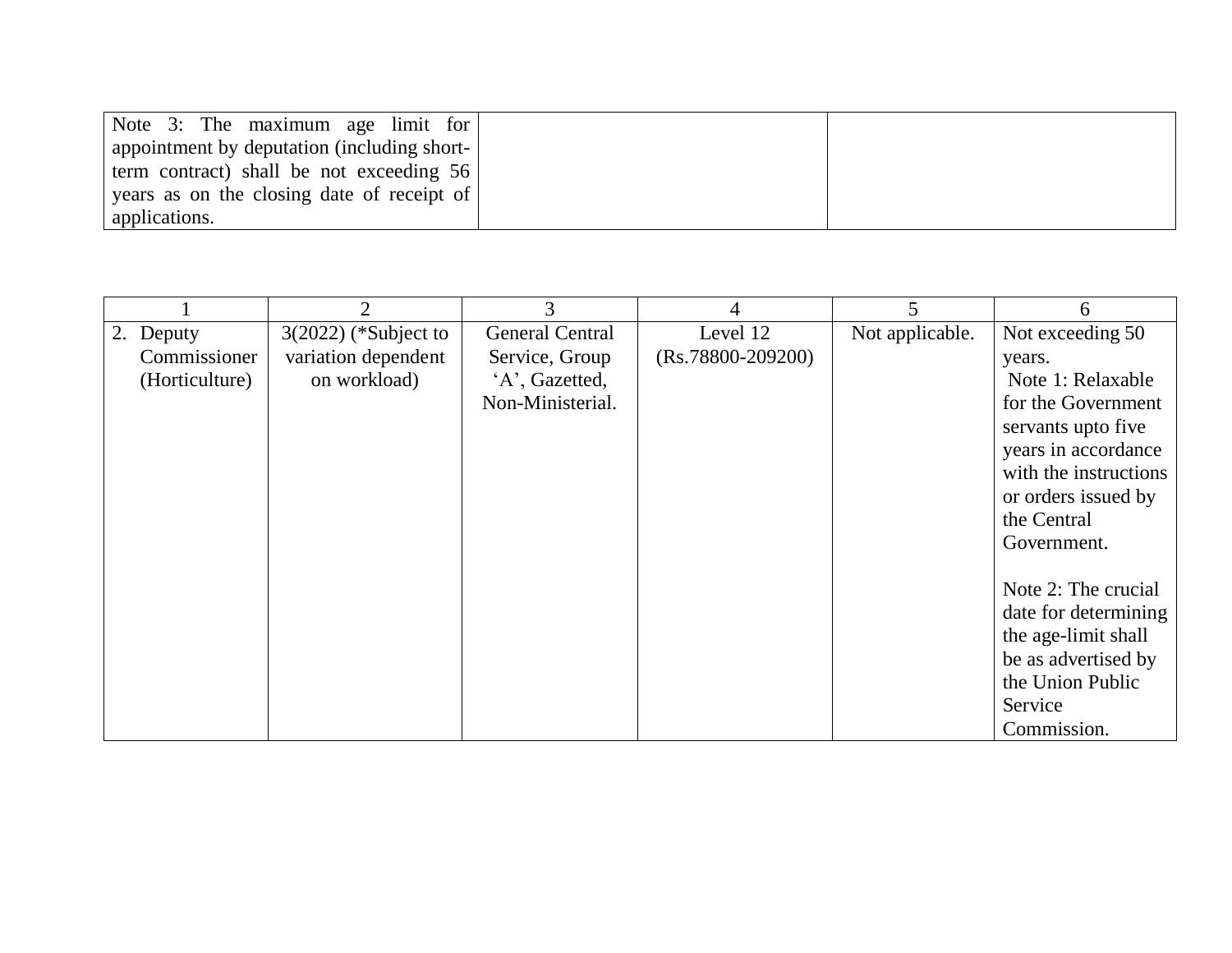| Note 3: The maximum age limit for appointment by deputation (including short-term contract) shall be not exceeding 56 years as on the closing date of receipt of applications. | | |
|---|---|---|

| 1 | 2 | 3 | 4 | 5 | 6 |
|---|---|---|---|---|---|
| 2. Deputy Commissioner (Horticulture) | 3(2022) (*Subject to variation dependent on workload) | General Central Service, Group 'A', Gazetted, Non-Ministerial. | Level 12 (Rs.78800-209200) | Not applicable. | Not exceeding 50 years.<br>Note 1: Relaxable for the Government servants upto five years in accordance with the instructions or orders issued by the Central Government.<br><br>Note 2: The crucial date for determining the age-limit shall be as advertised by the Union Public Service Commission. |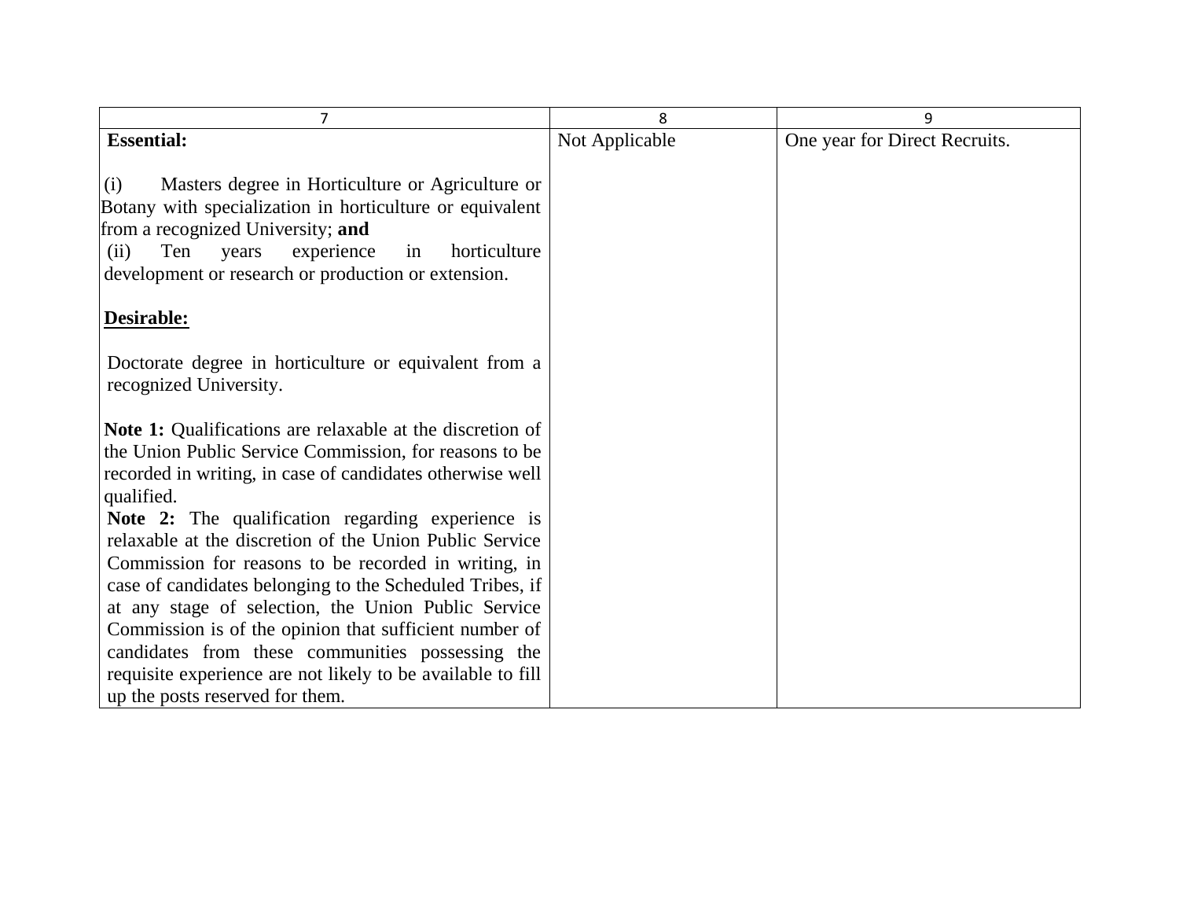| 7 | 8 | 9 |
|---|---|---|
| **Essential:**<br><br>(i) Masters degree in Horticulture or Agriculture or Botany with specialization in horticulture or equivalent from a recognized University; **and**<br>(ii) Ten years experience in horticulture development or research or production or extension.<br><br>**Desirable:**<br><br>Doctorate degree in horticulture or equivalent from a recognized University.<br><br>**Note 1:** Qualifications are relaxable at the discretion of the Union Public Service Commission, for reasons to be recorded in writing, in case of candidates otherwise well qualified.<br>**Note 2:** The qualification regarding experience is relaxable at the discretion of the Union Public Service Commission for reasons to be recorded in writing, in case of candidates belonging to the Scheduled Tribes, if at any stage of selection, the Union Public Service Commission is of the opinion that sufficient number of candidates from these communities possessing the requisite experience are not likely to be available to fill up the posts reserved for them. | Not Applicable | One year for Direct Recruits. |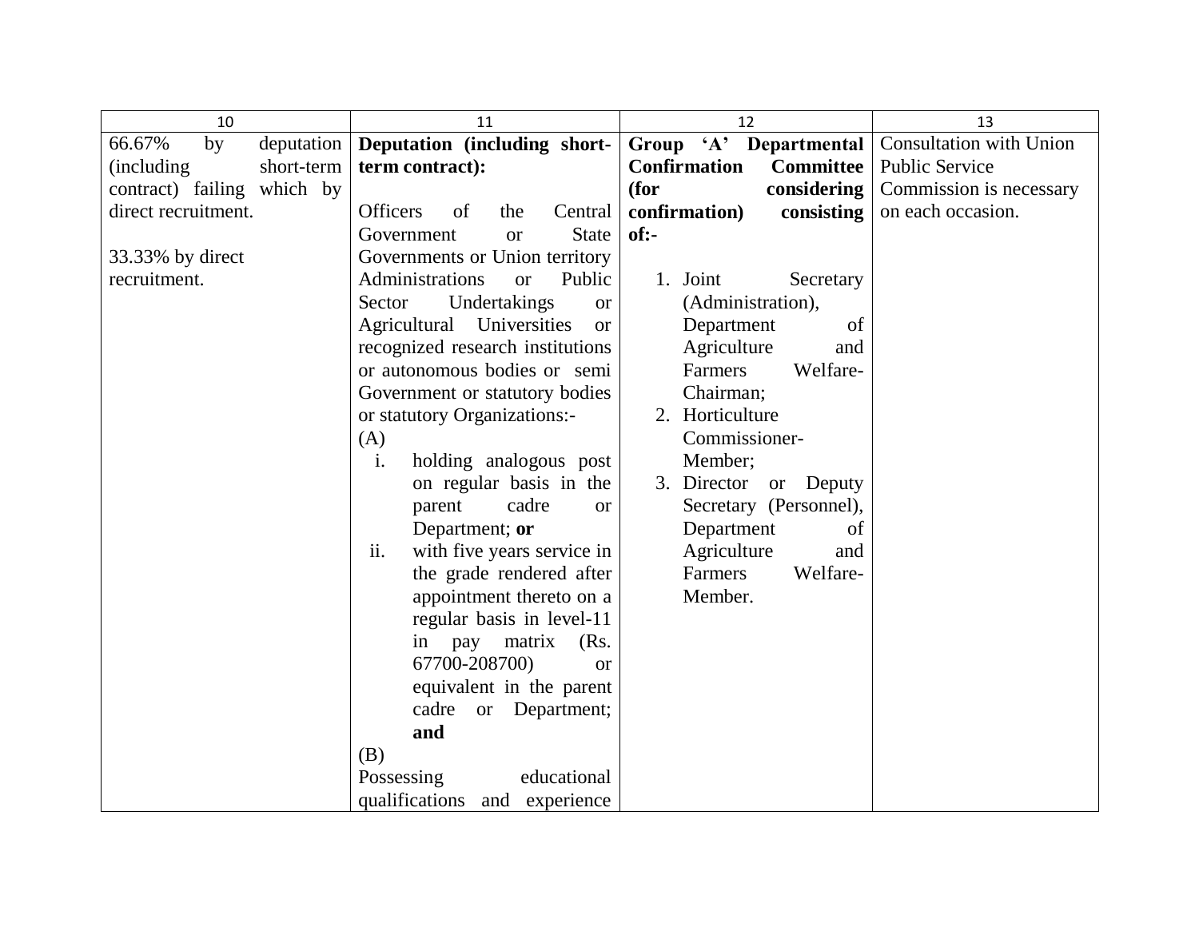| 10 | 11 | 12 | 13 |
|---|---|---|---|
| 66.67% by deputation (including short-term contract) failing which by direct recruitment.<br><br>33.33% by direct recruitment. | **Deputation (including short-term contract):**<br><br>Officers of the Central Government or State Governments or Union territory Administrations or Public Sector Undertakings or Agricultural Universities or recognized research institutions or autonomous bodies or semi Government or statutory bodies or statutory Organizations:-<br>(A)<br>i. holding analogous post on regular basis in the parent cadre or Department; **or**<br>ii. with five years service in the grade rendered after appointment thereto on a regular basis in level-11 in pay matrix (Rs. 67700-208700) or equivalent in the parent cadre or Department; **and**<br>(B)<br>Possessing educational qualifications and experience | **Group 'A' Departmental Confirmation Committee (for considering confirmation) consisting of:-**<br><br>1. Joint Secretary (Administration), Department of Agriculture and Farmers Welfare- Chairman;<br>2. Horticulture Commissioner- Member;<br>3. Director or Deputy Secretary (Personnel), Department of Agriculture and Farmers Welfare- Member. | Consultation with Union Public Service Commission is necessary on each occasion. |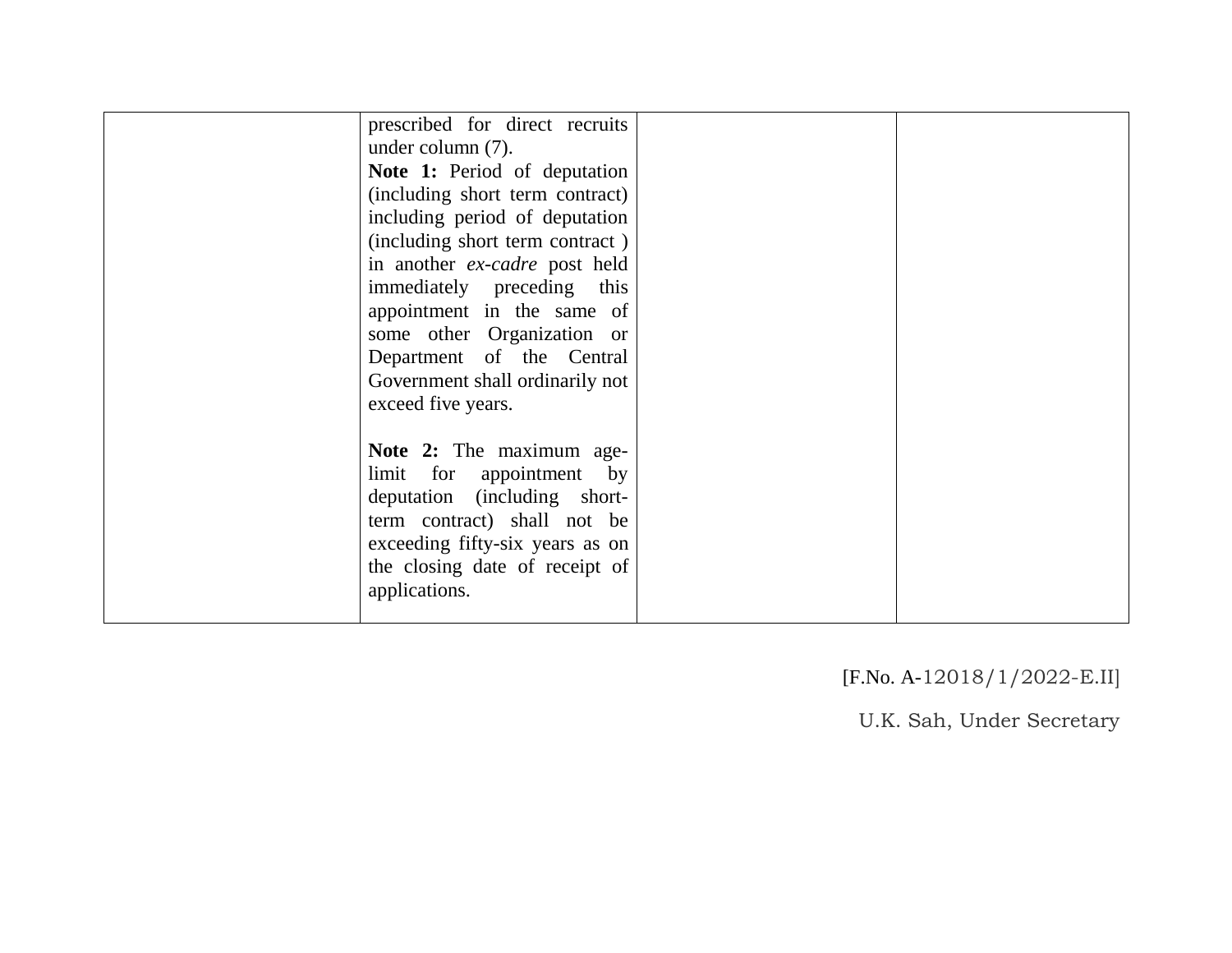| | | | |
|---|---|---|---|
| | prescribed for direct recruits under column (7).<br>**Note 1:** Period of deputation (including short term contract) including period of deputation (including short term contract ) in another *ex-cadre* post held immediately preceding this appointment in the same of some other Organization or Department of the Central Government shall ordinarily not exceed five years.<br><br>**Note 2:** The maximum age-limit for appointment by deputation (including short-term contract) shall not be exceeding fifty-six years as on the closing date of receipt of applications. | | |

[F.No. A-12018/1/2022-E.II]

U.K. Sah, Under Secretary